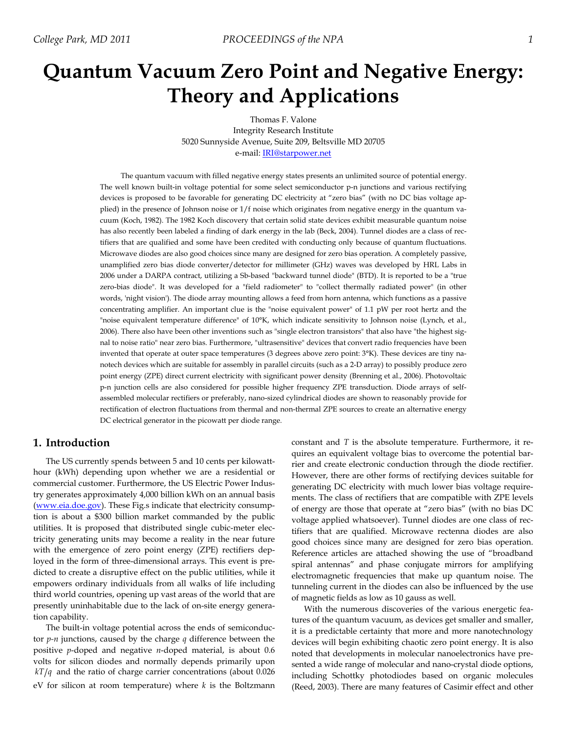# Quantum Vacuum Zero Point and Negative Energy: Theory and Applications

Thomas F. Valone
Integrity Research Institute
5020 Sunnyside Avenue, Suite 209, Beltsville MD 20705
e-mail: IRI@starpower.net

The quantum vacuum with filled negative energy states presents an unlimited source of potential energy. The well known built-in voltage potential for some select semiconductor p-n junctions and various rectifying devices is proposed to be favorable for generating DC electricity at "zero bias" (with no DC bias voltage applied) in the presence of Johnson noise or 1/f noise which originates from negative energy in the quantum vacuum (Koch, 1982). The 1982 Koch discovery that certain solid state devices exhibit measurable quantum noise has also recently been labeled a finding of dark energy in the lab (Beck, 2004). Tunnel diodes are a class of rectifiers that are qualified and some have been credited with conducting only because of quantum fluctuations. Microwave diodes are also good choices since many are designed for zero bias operation. A completely passive, unamplified zero bias diode converter/detector for millimeter (GHz) waves was developed by HRL Labs in 2006 under a DARPA contract, utilizing a Sb-based "backward tunnel diode" (BTD). It is reported to be a "true zero-bias diode". It was developed for a "field radiometer" to "collect thermally radiated power" (in other words, 'night vision'). The diode array mounting allows a feed from horn antenna, which functions as a passive concentrating amplifier. An important clue is the "noise equivalent power" of 1.1 pW per root hertz and the "noise equivalent temperature difference" of 10°K, which indicate sensitivity to Johnson noise (Lynch, et al., 2006). There also have been other inventions such as "single electron transistors" that also have "the highest signal to noise ratio" near zero bias. Furthermore, "ultrasensitive" devices that convert radio frequencies have been invented that operate at outer space temperatures (3 degrees above zero point: 3°K). These devices are tiny nanotech devices which are suitable for assembly in parallel circuits (such as a 2-D array) to possibly produce zero point energy (ZPE) direct current electricity with significant power density (Brenning et al., 2006). Photovoltaic p-n junction cells are also considered for possible higher frequency ZPE transduction. Diode arrays of self-assembled molecular rectifiers or preferably, nano-sized cylindrical diodes are shown to reasonably provide for rectification of electron fluctuations from thermal and non-thermal ZPE sources to create an alternative energy DC electrical generator in the picowatt per diode range.

## 1. Introduction

The US currently spends between 5 and 10 cents per kilowatt-hour (kWh) depending upon whether we are a residential or commercial customer. Furthermore, the US Electric Power Industry generates approximately 4,000 billion kWh on an annual basis (www.eia.doe.gov). These Fig.s indicate that electricity consumption is about a $300 billion market commanded by the public utilities. It is proposed that distributed single cubic-meter electricity generating units may become a reality in the near future with the emergence of zero point energy (ZPE) rectifiers deployed in the form of three-dimensional arrays. This event is predicted to create a disruptive effect on the public utilities, while it empowers ordinary individuals from all walks of life including third world countries, opening up vast areas of the world that are presently uninhabitable due to the lack of on-site energy generation capability.

The built-in voltage potential across the ends of semiconductor *p-n* junctions, caused by the charge $q$ difference between the positive *p*-doped and negative *n*-doped material, is about 0.6 volts for silicon diodes and normally depends primarily upon $kT/q$ and the ratio of charge carrier concentrations (about 0.026 eV for silicon at room temperature) where $k$ is the Boltzmann constant and $T$ is the absolute temperature. Furthermore, it requires an equivalent voltage bias to overcome the potential barrier and create electronic conduction through the diode rectifier. However, there are other forms of rectifying devices suitable for generating DC electricity with much lower bias voltage requirements. The class of rectifiers that are compatible with ZPE levels of energy are those that operate at "zero bias" (with no bias DC voltage applied whatsoever). Tunnel diodes are one class of rectifiers that are qualified. Microwave rectenna diodes are also good choices since many are designed for zero bias operation. Reference articles are attached showing the use of "broadband spiral antennas" and phase conjugate mirrors for amplifying electromagnetic frequencies that make up quantum noise. The tunneling current in the diodes can also be influenced by the use of magnetic fields as low as 10 gauss as well.

With the numerous discoveries of the various energetic features of the quantum vacuum, as devices get smaller and smaller, it is a predictable certainty that more and more nanotechnology devices will begin exhibiting chaotic zero point energy. It is also noted that developments in molecular nanoelectronics have presented a wide range of molecular and nano-crystal diode options, including Schottky photodiodes based on organic molecules (Reed, 2003). There are many features of Casimir effect and other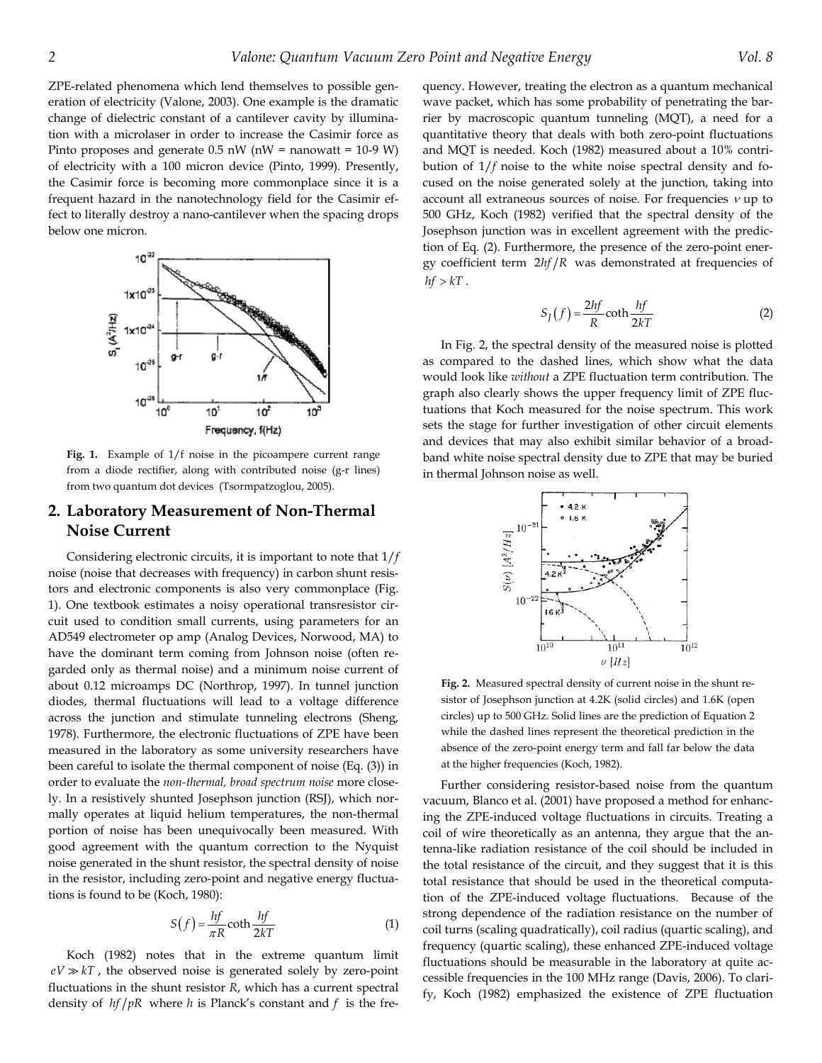ZPE-related phenomena which lend themselves to possible generation of electricity (Valone, 2003). One example is the dramatic change of dielectric constant of a cantilever cavity by illumination with a microlaser in order to increase the Casimir force as Pinto proposes and generate 0.5 nW (nW = nanowatt = 10-9 W) of electricity with a 100 micron device (Pinto, 1999). Presently, the Casimir force is becoming more commonplace since it is a frequent hazard in the nanotechnology field for the Casimir effect to literally destroy a nano-cantilever when the spacing drops below one micron.

**Fig. 1.** Example of $1/f$ noise in the picoampere current range from a diode rectifier, along with contributed noise (g-r lines) from two quantum dot devices (Tsormpatzoglou, 2005).

## 2. Laboratory Measurement of Non-Thermal Noise Current

Considering electronic circuits, it is important to note that $1/f$ noise (noise that decreases with frequency) in carbon shunt resistors and electronic components is also very commonplace (Fig. 1). One textbook estimates a noisy operational transresistor circuit used to condition small currents, using parameters for an AD549 electrometer op amp (Analog Devices, Norwood, MA) to have the dominant term coming from Johnson noise (often regarded only as thermal noise) and a minimum noise current of about 0.12 microamps DC (Northrop, 1997). In tunnel junction diodes, thermal fluctuations will lead to a voltage difference across the junction and stimulate tunneling electrons (Sheng, 1978). Furthermore, the electronic fluctuations of ZPE have been measured in the laboratory as some university researchers have been careful to isolate the thermal component of noise (Eq. (3)) in order to evaluate the *non-thermal, broad spectrum noise* more closely. In a resistively shunted Josephson junction (RSJ), which normally operates at liquid helium temperatures, the non-thermal portion of noise has been unequivocally been measured. With good agreement with the quantum correction to the Nyquist noise generated in the shunt resistor, the spectral density of noise in the resistor, including zero-point and negative energy fluctuations is found to be (Koch, 1980):

$$S(f) = \frac{hf}{\pi R}\coth\frac{hf}{2kT} \tag{1}$$

Koch (1982) notes that in the extreme quantum limit $eV \gg kT$, the observed noise is generated solely by zero-point fluctuations in the shunt resistor $R$, which has a current spectral density of $hf/pR$ where $h$ is Planck's constant and $f$ is the frequency. However, treating the electron as a quantum mechanical wave packet, which has some probability of penetrating the barrier by macroscopic quantum tunneling (MQT), a need for a quantitative theory that deals with both zero-point fluctuations and MQT is needed. Koch (1982) measured about a 10% contribution of $1/f$ noise to the white noise spectral density and focused on the noise generated solely at the junction, taking into account all extraneous sources of noise. For frequencies $\nu$ up to 500 GHz, Koch (1982) verified that the spectral density of the Josephson junction was in excellent agreement with the prediction of Eq. (2). Furthermore, the presence of the zero-point energy coefficient term $2hf/R$ was demonstrated at frequencies of $hf > kT$.

$$S_J(f) = \frac{2hf}{R}\coth\frac{hf}{2kT} \tag{2}$$

In Fig. 2, the spectral density of the measured noise is plotted as compared to the dashed lines, which show what the data would look like *without* a ZPE fluctuation term contribution. The graph also clearly shows the upper frequency limit of ZPE fluctuations that Koch measured for the noise spectrum. This work sets the stage for further investigation of other circuit elements and devices that may also exhibit similar behavior of a broadband white noise spectral density due to ZPE that may be buried in thermal Johnson noise as well.

**Fig. 2.** Measured spectral density of current noise in the shunt resistor of Josephson junction at 4.2K (solid circles) and 1.6K (open circles) up to 500 GHz. Solid lines are the prediction of Equation 2 while the dashed lines represent the theoretical prediction in the absence of the zero-point energy term and fall far below the data at the higher frequencies (Koch, 1982).

Further considering resistor-based noise from the quantum vacuum, Blanco et al. (2001) have proposed a method for enhancing the ZPE-induced voltage fluctuations in circuits. Treating a coil of wire theoretically as an antenna, they argue that the antenna-like radiation resistance of the coil should be included in the total resistance of the circuit, and they suggest that it is this total resistance that should be used in the theoretical computation of the ZPE-induced voltage fluctuations. Because of the strong dependence of the radiation resistance on the number of coil turns (scaling quadratically), coil radius (quartic scaling), and frequency (quartic scaling), these enhanced ZPE-induced voltage fluctuations should be measurable in the laboratory at quite accessible frequencies in the 100 MHz range (Davis, 2006). To clarify, Koch (1982) emphasized the existence of ZPE fluctuation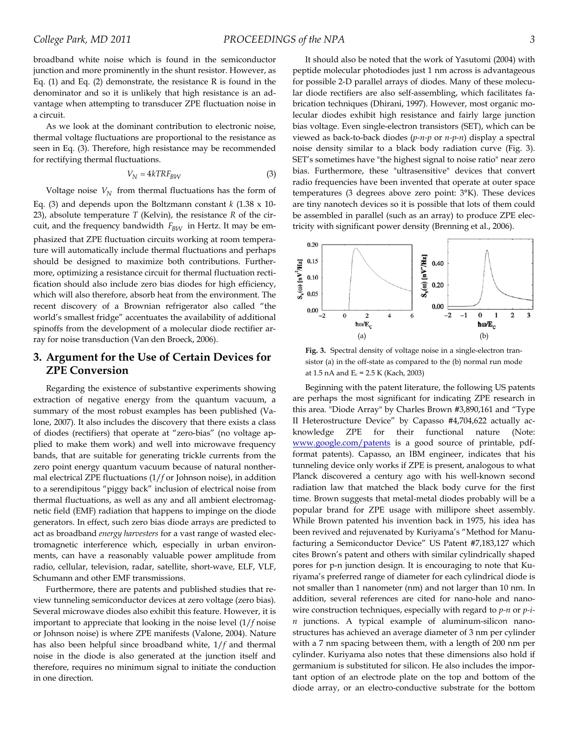broadband white noise which is found in the semiconductor junction and more prominently in the shunt resistor. However, as Eq. (1) and Eq. (2) demonstrate, the resistance R is found in the denominator and so it is unlikely that high resistance is an advantage when attempting to transducer ZPE fluctuation noise in a circuit.

As we look at the dominant contribution to electronic noise, thermal voltage fluctuations are proportional to the resistance as seen in Eq. (3). Therefore, high resistance may be recommended for rectifying thermal fluctuations.

$$V_N = 4kTRF_{BW} \tag{3}$$

Voltage noise $V_N$ from thermal fluctuations has the form of Eq. (3) and depends upon the Boltzmann constant $k$ (1.38 x 10-23), absolute temperature $T$ (Kelvin), the resistance $R$ of the circuit, and the frequency bandwidth $F_{BW}$ in Hertz. It may be emphasized that ZPE fluctuation circuits working at room temperature will automatically include thermal fluctuations and perhaps should be designed to maximize both contributions. Furthermore, optimizing a resistance circuit for thermal fluctuation rectification should also include zero bias diodes for high efficiency, which will also therefore, absorb heat from the environment. The recent discovery of a Brownian refrigerator also called "the world's smallest fridge" accentuates the availability of additional spinoffs from the development of a molecular diode rectifier array for noise transduction (Van den Broeck, 2006).

## 3. Argument for the Use of Certain Devices for ZPE Conversion

Regarding the existence of substantive experiments showing extraction of negative energy from the quantum vacuum, a summary of the most robust examples has been published (Valone, 2007). It also includes the discovery that there exists a class of diodes (rectifiers) that operate at "zero-bias" (no voltage applied to make them work) and well into microwave frequency bands, that are suitable for generating trickle currents from the zero point energy quantum vacuum because of natural nonthermal electrical ZPE fluctuations ($1/f$ or Johnson noise), in addition to a serendipitous "piggy back" inclusion of electrical noise from thermal fluctuations, as well as any and all ambient electromagnetic field (EMF) radiation that happens to impinge on the diode generators. In effect, such zero bias diode arrays are predicted to act as broadband *energy harvesters* for a vast range of wasted electromagnetic interference which, especially in urban environments, can have a reasonably valuable power amplitude from radio, cellular, television, radar, satellite, short-wave, ELF, VLF, Schumann and other EMF transmissions.

Furthermore, there are patents and published studies that review tunneling semiconductor devices at zero voltage (zero bias). Several microwave diodes also exhibit this feature. However, it is important to appreciate that looking in the noise level ($1/f$ noise or Johnson noise) is where ZPE manifests (Valone, 2004). Nature has also been helpful since broadband white, $1/f$ and thermal noise in the diode is also generated at the junction itself and therefore, requires no minimum signal to initiate the conduction in one direction.

It should also be noted that the work of Yasutomi (2004) with peptide molecular photodiodes just 1 nm across is advantageous for possible 2-D parallel arrays of diodes. Many of these molecular diode rectifiers are also self-assembling, which facilitates fabrication techniques (Dhirani, 1997). However, most organic molecular diodes exhibit high resistance and fairly large junction bias voltage. Even single-electron transistors (SET), which can be viewed as back-to-back diodes (*p-n-p* or *n-p-n*) display a spectral noise density similar to a black body radiation curve (Fig. 3). SET's sometimes have "the highest signal to noise ratio" near zero bias. Furthermore, these "ultrasensitive" devices that convert radio frequencies have been invented that operate at outer space temperatures (3 degrees above zero point: 3°K). These devices are tiny nanotech devices so it is possible that lots of them could be assembled in parallel (such as an array) to produce ZPE electricity with significant power density (Brenning et al., 2006).

**Fig. 3.** Spectral density of voltage noise in a single-electron transistor (a) in the off-state as compared to the (b) normal run mode at 1.5 nA and $E_c$ = 2.5 K (Kach, 2003)

Beginning with the patent literature, the following US patents are perhaps the most significant for indicating ZPE research in this area. "Diode Array" by Charles Brown #3,890,161 and "Type II Heterostructure Device" by Capasso #4,704,622 actually acknowledge ZPE for their functional nature (Note: www.google.com/patents is a good source of printable, pdf-format patents). Capasso, an IBM engineer, indicates that his tunneling device only works if ZPE is present, analogous to what Planck discovered a century ago with his well-known second radiation law that matched the black body curve for the first time. Brown suggests that metal-metal diodes probably will be a popular brand for ZPE usage with millipore sheet assembly. While Brown patented his invention back in 1975, his idea has been revived and rejuvenated by Kuriyama's "Method for Manufacturing a Semiconductor Device" US Patent #7,183,127 which cites Brown's patent and others with similar cylindrically shaped pores for p-n junction design. It is encouraging to note that Kuriyama's preferred range of diameter for each cylindrical diode is not smaller than 1 nanometer (nm) and not larger than 10 nm. In addition, several references are cited for nano-hole and nanowire construction techniques, especially with regard to *p-n* or *p-i-n* junctions. A typical example of aluminum-silicon nanostructures has achieved an average diameter of 3 nm per cylinder with a 7 nm spacing between them, with a length of 200 nm per cylinder. Kuriyama also notes that these dimensions also hold if germanium is substituted for silicon. He also includes the important option of an electrode plate on the top and bottom of the diode array, or an electro-conductive substrate for the bottom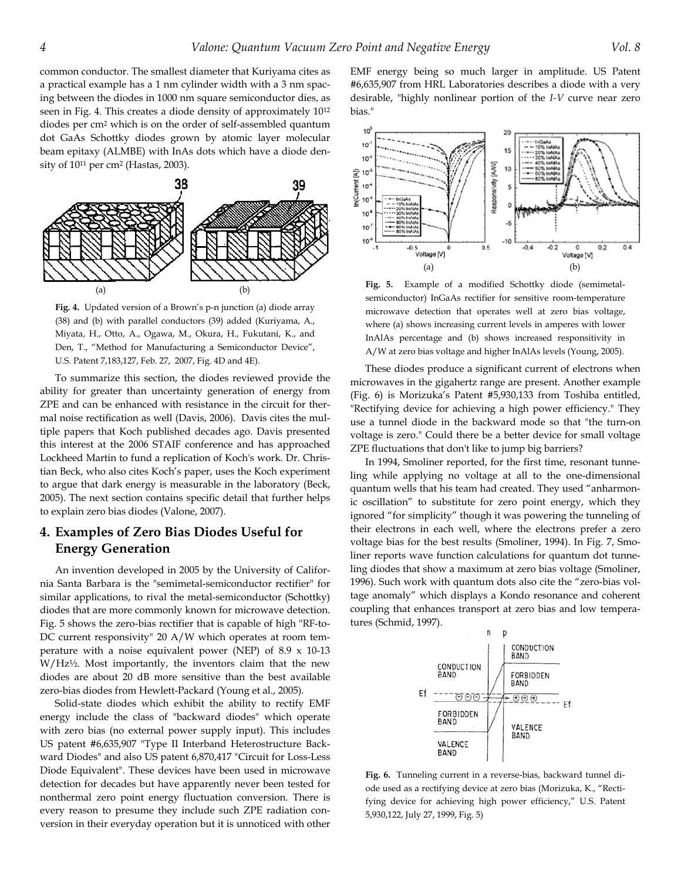common conductor. The smallest diameter that Kuriyama cites as a practical example has a 1 nm cylinder width with a 3 nm spacing between the diodes in 1000 nm square semiconductor dies, as seen in Fig. 4. This creates a diode density of approximately $10^{12}$ diodes per $cm^2$ which is on the order of self-assembled quantum dot GaAs Schottky diodes grown by atomic layer molecular beam epitaxy (ALMBE) with InAs dots which have a diode density of $10^{11}$ per $cm^2$ (Hastas, 2003).

**Fig. 4.** Updated version of a Brown's p-n junction (a) diode array (38) and (b) with parallel conductors (39) added (Kuriyama, A., Miyata, H., Otto, A., Ogawa, M., Okura, H., Fukutani, K., and Den, T., "Method for Manufacturing a Semiconductor Device", U.S. Patent 7,183,127, Feb. 27, 2007, Fig. 4D and 4E).

To summarize this section, the diodes reviewed provide the ability for greater than uncertainty generation of energy from ZPE and can be enhanced with resistance in the circuit for thermal noise rectification as well (Davis, 2006). Davis cites the multiple papers that Koch published decades ago. Davis presented this interest at the 2006 STAIF conference and has approached Lockheed Martin to fund a replication of Koch's work. Dr. Christian Beck, who also cites Koch's paper, uses the Koch experiment to argue that dark energy is measurable in the laboratory (Beck, 2005). The next section contains specific detail that further helps to explain zero bias diodes (Valone, 2007).

## 4. Examples of Zero Bias Diodes Useful for Energy Generation

An invention developed in 2005 by the University of California Santa Barbara is the "semimetal-semiconductor rectifier" for similar applications, to rival the metal-semiconductor (Schottky) diodes that are more commonly known for microwave detection. Fig. 5 shows the zero-bias rectifier that is capable of high "RF-to-DC current responsivity" 20 A/W which operates at room temperature with a noise equivalent power (NEP) of 8.9 x 10-13 W/Hz½. Most importantly, the inventors claim that the new diodes are about 20 dB more sensitive than the best available zero-bias diodes from Hewlett-Packard (Young et al., 2005).

Solid-state diodes which exhibit the ability to rectify EMF energy include the class of "backward diodes" which operate with zero bias (no external power supply input). This includes US patent #6,635,907 "Type II Interband Heterostructure Backward Diodes" and also US patent 6,870,417 "Circuit for Loss-Less Diode Equivalent". These devices have been used in microwave detection for decades but have apparently never been tested for nonthermal zero point energy fluctuation conversion. There is every reason to presume they include such ZPE radiation conversion in their everyday operation but it is unnoticed with other EMF energy being so much larger in amplitude. US Patent #6,635,907 from HRL Laboratories describes a diode with a very desirable, "highly nonlinear portion of the *I-V* curve near zero bias."

**Fig. 5.** Example of a modified Schottky diode (semimetal-semiconductor) InGaAs rectifier for sensitive room-temperature microwave detection that operates well at zero bias voltage, where (a) shows increasing current levels in amperes with lower InAlAs percentage and (b) shows increased responsitivity in A/W at zero bias voltage and higher InAlAs levels (Young, 2005).

These diodes produce a significant current of electrons when microwaves in the gigahertz range are present. Another example (Fig. 6) is Morizuka's Patent #5,930,133 from Toshiba entitled, "Rectifying device for achieving a high power efficiency." They use a tunnel diode in the backward mode so that "the turn-on voltage is zero." Could there be a better device for small voltage ZPE fluctuations that don't like to jump big barriers?

In 1994, Smoliner reported, for the first time, resonant tunneling while applying no voltage at all to the one-dimensional quantum wells that his team had created. They used "anharmonic oscillation" to substitute for zero point energy, which they ignored "for simplicity" though it was powering the tunneling of their electrons in each well, where the electrons prefer a zero voltage bias for the best results (Smoliner, 1994). In Fig. 7, Smoliner reports wave function calculations for quantum dot tunneling diodes that show a maximum at zero bias voltage (Smoliner, 1996). Such work with quantum dots also cite the "zero-bias voltage anomaly" which displays a Kondo resonance and coherent coupling that enhances transport at zero bias and low temperatures (Schmid, 1997).

**Fig. 6.** Tunneling current in a reverse-bias, backward tunnel diode used as a rectifying device at zero bias (Morizuka, K., "Rectifying device for achieving high power efficiency," U.S. Patent 5,930,122, July 27, 1999, Fig. 5)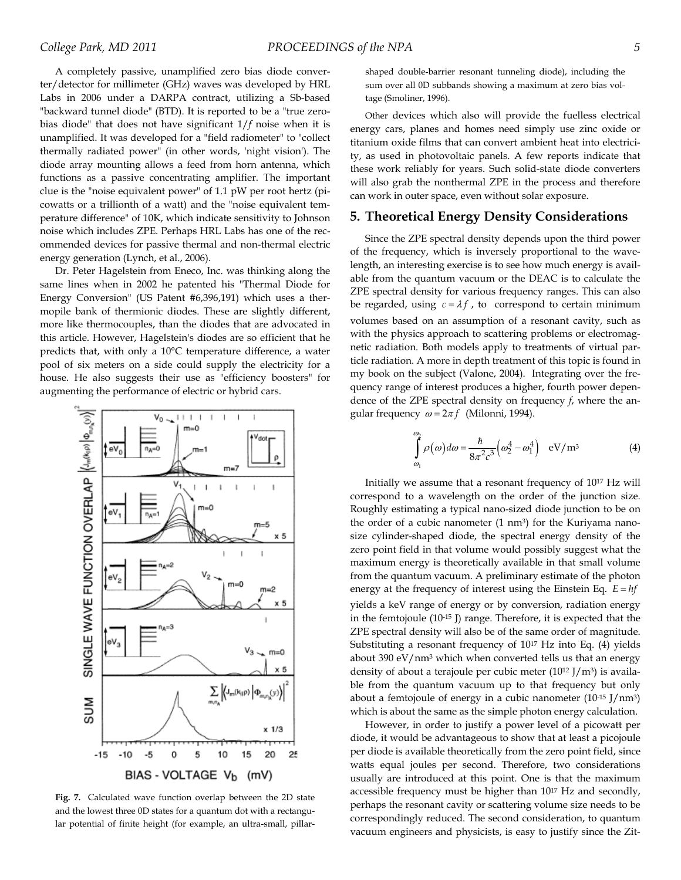A completely passive, unamplified zero bias diode converter/detector for millimeter (GHz) waves was developed by HRL Labs in 2006 under a DARPA contract, utilizing a Sb-based "backward tunnel diode" (BTD). It is reported to be a "true zero-bias diode" that does not have significant $1/f$ noise when it is unamplified. It was developed for a "field radiometer" to "collect thermally radiated power" (in other words, 'night vision'). The diode array mounting allows a feed from horn antenna, which functions as a passive concentrating amplifier. The important clue is the "noise equivalent power" of 1.1 pW per root hertz (picowatts or a trillionth of a watt) and the "noise equivalent temperature difference" of 10K, which indicate sensitivity to Johnson noise which includes ZPE. Perhaps HRL Labs has one of the recommended devices for passive thermal and non-thermal electric energy generation (Lynch, et al., 2006).

Dr. Peter Hagelstein from Eneco, Inc. was thinking along the same lines when in 2002 he patented his "Thermal Diode for Energy Conversion" (US Patent #6,396,191) which uses a thermopile bank of thermionic diodes. These are slightly different, more like thermocouples, than the diodes that are advocated in this article. However, Hagelstein's diodes are so efficient that he predicts that, with only a 10°C temperature difference, a water pool of six meters on a side could supply the electricity for a house. He also suggests their use as "efficiency boosters" for augmenting the performance of electric or hybrid cars.

**Fig. 7.** Calculated wave function overlap between the 2D state and the lowest three 0D states for a quantum dot with a rectangular potential of finite height (for example, an ultra-small, pillar-shaped double-barrier resonant tunneling diode), including the sum over all 0D subbands showing a maximum at zero bias voltage (Smoliner, 1996).

Other devices which also will provide the fuelless electrical energy cars, planes and homes need simply use zinc oxide or titanium oxide films that can convert ambient heat into electricity, as used in photovoltaic panels. A few reports indicate that these work reliably for years. Such solid-state diode converters will also grab the nonthermal ZPE in the process and therefore can work in outer space, even without solar exposure.

## 5. Theoretical Energy Density Considerations

Since the ZPE spectral density depends upon the third power of the frequency, which is inversely proportional to the wavelength, an interesting exercise is to see how much energy is available from the quantum vacuum or the DEAC is to calculate the ZPE spectral density for various frequency ranges. This can also be regarded, using $c = \lambda f$, to correspond to certain minimum volumes based on an assumption of a resonant cavity, such as with the physics approach to scattering problems or electromagnetic radiation. Both models apply to treatments of virtual particle radiation. A more in depth treatment of this topic is found in my book on the subject (Valone, 2004). Integrating over the frequency range of interest produces a higher, fourth power dependence of the ZPE spectral density on frequency $f$, where the angular frequency $\omega = 2\pi f$ (Milonni, 1994).

$$\int_{\omega_1}^{\omega_2} \rho(\omega)\, d\omega = \frac{\hbar}{8\pi^2 c^3}\left(\omega_2^4 - \omega_1^4\right) \quad \text{eV/m}^3 \tag{4}$$

Initially we assume that a resonant frequency of $10^{17}$ Hz will correspond to a wavelength on the order of the junction size. Roughly estimating a typical nano-sized diode junction to be on the order of a cubic nanometer (1 nm$^3$) for the Kuriyama nanosize cylinder-shaped diode, the spectral energy density of the zero point field in that volume would possibly suggest what the maximum energy is theoretically available in that small volume from the quantum vacuum. A preliminary estimate of the photon energy at the frequency of interest using the Einstein Eq. $E = hf$ yields a keV range of energy or by conversion, radiation energy in the femtojoule ($10^{-15}$ J) range. Therefore, it is expected that the ZPE spectral density will also be of the same order of magnitude. Substituting a resonant frequency of $10^{17}$ Hz into Eq. (4) yields about 390 eV/nm$^3$ which when converted tells us that an energy density of about a terajoule per cubic meter ($10^{12}$ J/m$^3$) is available from the quantum vacuum up to that frequency but only about a femtojoule of energy in a cubic nanometer ($10^{-15}$ J/nm$^3$) which is about the same as the simple photon energy calculation.

However, in order to justify a power level of a picowatt per diode, it would be advantageous to show that at least a picojoule per diode is available theoretically from the zero point field, since watts equal joules per second. Therefore, two considerations usually are introduced at this point. One is that the maximum accessible frequency must be higher than $10^{17}$ Hz and secondly, perhaps the resonant cavity or scattering volume size needs to be correspondingly reduced. The second consideration, to quantum vacuum engineers and physicists, is easy to justify since the Zit-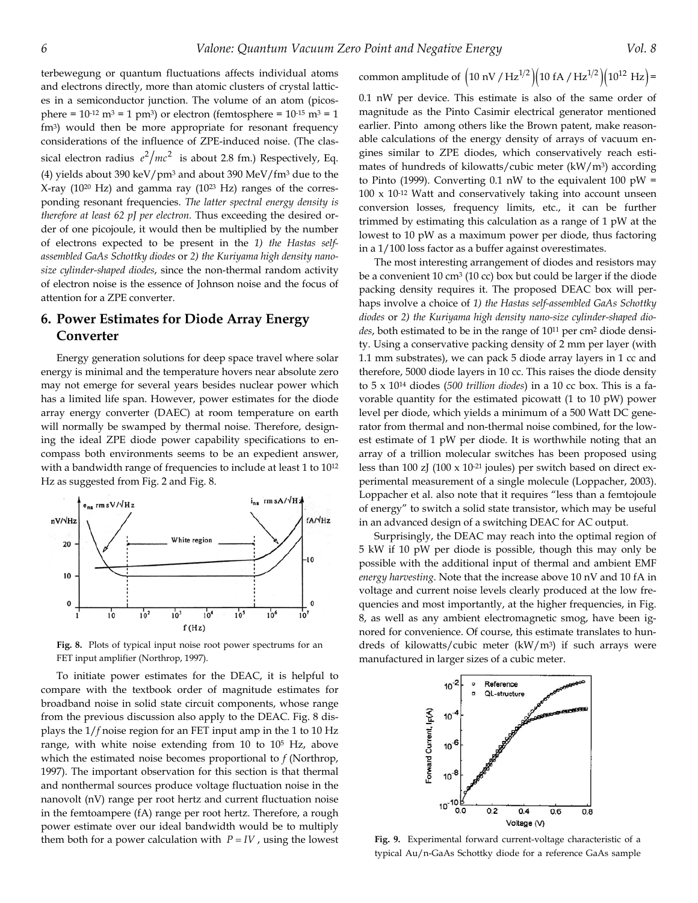terbewegung or quantum fluctuations affects individual atoms and electrons directly, more than atomic clusters of crystal lattices in a semiconductor junction. The volume of an atom (picosphere = $10^{-12}$ m$^3$ = 1 pm$^3$) or electron (femtosphere = $10^{-15}$ m$^3$ = 1 fm$^3$) would then be more appropriate for resonant frequency considerations of the influence of ZPE-induced noise. (The classical electron radius $e^2/mc^2$ is about 2.8 fm.) Respectively, Eq. (4) yields about 390 keV/pm$^3$ and about 390 MeV/fm$^3$ due to the X-ray ($10^{20}$ Hz) and gamma ray ($10^{23}$ Hz) ranges of the corresponding resonant frequencies. *The latter spectral energy density is therefore at least 62 pJ per electron.* Thus exceeding the desired order of one picojoule, it would then be multiplied by the number of electrons expected to be present in the *1) the Hastas self-assembled GaAs Schottky diodes* or *2) the Kuriyama high density nano-size cylinder-shaped diodes*, since the non-thermal random activity of electron noise is the essence of Johnson noise and the focus of attention for a ZPE converter.

## 6. Power Estimates for Diode Array Energy Converter

Energy generation solutions for deep space travel where solar energy is minimal and the temperature hovers near absolute zero may not emerge for several years besides nuclear power which has a limited life span. However, power estimates for the diode array energy converter (DAEC) at room temperature on earth will normally be swamped by thermal noise. Therefore, designing the ideal ZPE diode power capability specifications to encompass both environments seems to be an expedient answer, with a bandwidth range of frequencies to include at least 1 to $10^{12}$ Hz as suggested from Fig. 2 and Fig. 8.

**Fig. 8.** Plots of typical input noise root power spectrums for an FET input amplifier (Northrop, 1997).

To initiate power estimates for the DEAC, it is helpful to compare with the textbook order of magnitude estimates for broadband noise in solid state circuit components, whose range from the previous discussion also apply to the DEAC. Fig. 8 displays the $1/f$ noise region for an FET input amp in the 1 to 10 Hz range, with white noise extending from 10 to $10^5$ Hz, above which the estimated noise becomes proportional to $f$ (Northrop, 1997). The important observation for this section is that thermal and nonthermal sources produce voltage fluctuation noise in the nanovolt (nV) range per root hertz and current fluctuation noise in the femtoampere (fA) range per root hertz. Therefore, a rough power estimate over our ideal bandwidth would be to multiply them both for a power calculation with $P = IV$, using the lowest common amplitude of $\left(10 \text{ nV}/\text{Hz}^{1/2}\right)\left(10 \text{ fA}/\text{Hz}^{1/2}\right)\left(10^{12} \text{ Hz}\right) =$ 0.1 nW per device. This estimate is also of the same order of magnitude as the Pinto Casimir electrical generator mentioned earlier. Pinto among others like the Brown patent, make reasonable calculations of the energy density of arrays of vacuum engines similar to ZPE diodes, which conservatively reach estimates of hundreds of kilowatts/cubic meter (kW/m$^3$) according to Pinto (1999). Converting 0.1 nW to the equivalent 100 pW = 100 x $10^{-12}$ Watt and conservatively taking into account unseen conversion losses, frequency limits, etc., it can be further trimmed by estimating this calculation as a range of 1 pW at the lowest to 10 pW as a maximum power per diode, thus factoring in a 1/100 loss factor as a buffer against overestimates.

The most interesting arrangement of diodes and resistors may be a convenient 10 cm$^3$ (10 cc) box but could be larger if the diode packing density requires it. The proposed DEAC box will perhaps involve a choice of *1) the Hastas self-assembled GaAs Schottky diodes* or *2) the Kuriyama high density nano-size cylinder-shaped diodes*, both estimated to be in the range of $10^{11}$ per cm$^2$ diode density. Using a conservative packing density of 2 mm per layer (with 1.1 mm substrates), we can pack 5 diode array layers in 1 cc and therefore, 5000 diode layers in 10 cc. This raises the diode density to 5 x $10^{14}$ diodes (*500 trillion diodes*) in a 10 cc box. This is a favorable quantity for the estimated picowatt (1 to 10 pW) power level per diode, which yields a minimum of a 500 Watt DC generator from thermal and non-thermal noise combined, for the lowest estimate of 1 pW per diode. It is worthwhile noting that an array of a trillion molecular switches has been proposed using less than 100 zJ (100 x $10^{-21}$ joules) per switch based on direct experimental measurement of a single molecule (Loppacher, 2003). Loppacher et al. also note that it requires "less than a femtojoule of energy" to switch a solid state transistor, which may be useful in an advanced design of a switching DEAC for AC output.

Surprisingly, the DEAC may reach into the optimal region of 5 kW if 10 pW per diode is possible, though this may only be possible with the additional input of thermal and ambient EMF *energy harvesting*. Note that the increase above 10 nV and 10 fA in voltage and current noise levels clearly produced at the low frequencies and most importantly, at the higher frequencies, in Fig. 8, as well as any ambient electromagnetic smog, have been ignored for convenience. Of course, this estimate translates to hundreds of kilowatts/cubic meter (kW/m$^3$) if such arrays were manufactured in larger sizes of a cubic meter.

**Fig. 9.** Experimental forward current-voltage characteristic of a typical Au/n-GaAs Schottky diode for a reference GaAs sample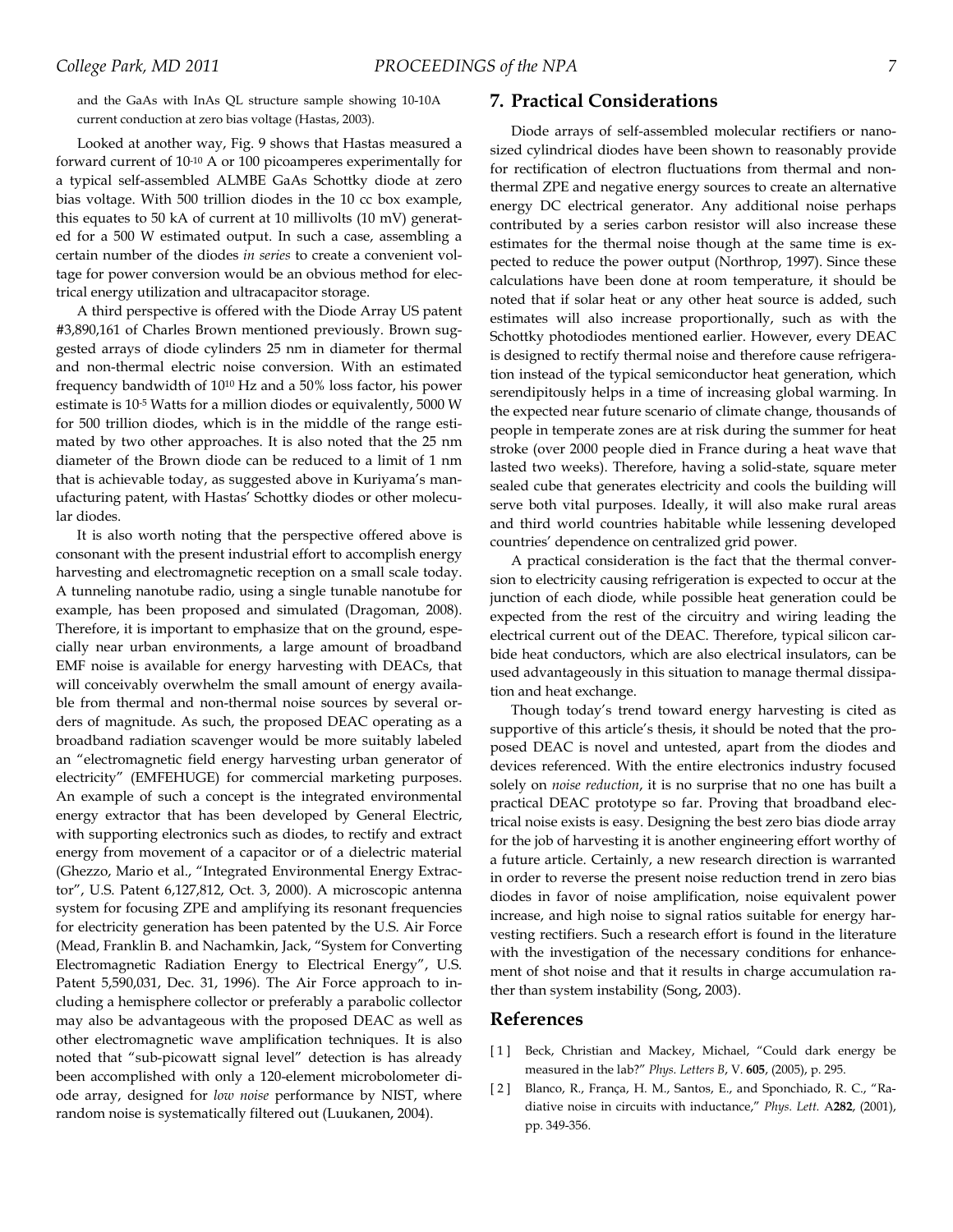and the GaAs with InAs QL structure sample showing $10^{-10}$A current conduction at zero bias voltage (Hastas, 2003).

Looked at another way, Fig. 9 shows that Hastas measured a forward current of $10^{-10}$ A or 100 picoamperes experimentally for a typical self-assembled ALMBE GaAs Schottky diode at zero bias voltage. With 500 trillion diodes in the 10 cc box example, this equates to 50 kA of current at 10 millivolts (10 mV) generated for a 500 W estimated output. In such a case, assembling a certain number of the diodes *in series* to create a convenient voltage for power conversion would be an obvious method for electrical energy utilization and ultracapacitor storage.

A third perspective is offered with the Diode Array US patent #3,890,161 of Charles Brown mentioned previously. Brown suggested arrays of diode cylinders 25 nm in diameter for thermal and non-thermal electric noise conversion. With an estimated frequency bandwidth of $10^{10}$ Hz and a 50% loss factor, his power estimate is $10^{-5}$ Watts for a million diodes or equivalently, 5000 W for 500 trillion diodes, which is in the middle of the range estimated by two other approaches. It is also noted that the 25 nm diameter of the Brown diode can be reduced to a limit of 1 nm that is achievable today, as suggested above in Kuriyama's manufacturing patent, with Hastas' Schottky diodes or other molecular diodes.

It is also worth noting that the perspective offered above is consonant with the present industrial effort to accomplish energy harvesting and electromagnetic reception on a small scale today. A tunneling nanotube radio, using a single tunable nanotube for example, has been proposed and simulated (Dragoman, 2008). Therefore, it is important to emphasize that on the ground, especially near urban environments, a large amount of broadband EMF noise is available for energy harvesting with DEACs, that will conceivably overwhelm the small amount of energy available from thermal and non-thermal noise sources by several orders of magnitude. As such, the proposed DEAC operating as a broadband radiation scavenger would be more suitably labeled an "electromagnetic field energy harvesting urban generator of electricity" (EMFEHUGE) for commercial marketing purposes. An example of such a concept is the integrated environmental energy extractor that has been developed by General Electric, with supporting electronics such as diodes, to rectify and extract energy from movement of a capacitor or of a dielectric material (Ghezzo, Mario et al., "Integrated Environmental Energy Extractor", U.S. Patent 6,127,812, Oct. 3, 2000). A microscopic antenna system for focusing ZPE and amplifying its resonant frequencies for electricity generation has been patented by the U.S. Air Force (Mead, Franklin B. and Nachamkin, Jack, "System for Converting Electromagnetic Radiation Energy to Electrical Energy", U.S. Patent 5,590,031, Dec. 31, 1996). The Air Force approach to including a hemisphere collector or preferably a parabolic collector may also be advantageous with the proposed DEAC as well as other electromagnetic wave amplification techniques. It is also noted that "sub-picowatt signal level" detection is has already been accomplished with only a 120-element microbolometer diode array, designed for *low noise* performance by NIST, where random noise is systematically filtered out (Luukanen, 2004).

## 7. Practical Considerations

Diode arrays of self-assembled molecular rectifiers or nano-sized cylindrical diodes have been shown to reasonably provide for rectification of electron fluctuations from thermal and non-thermal ZPE and negative energy sources to create an alternative energy DC electrical generator. Any additional noise perhaps contributed by a series carbon resistor will also increase these estimates for the thermal noise though at the same time is expected to reduce the power output (Northrop, 1997). Since these calculations have been done at room temperature, it should be noted that if solar heat or any other heat source is added, such estimates will also increase proportionally, such as with the Schottky photodiodes mentioned earlier. However, every DEAC is designed to rectify thermal noise and therefore cause refrigeration instead of the typical semiconductor heat generation, which serendipitously helps in a time of increasing global warming. In the expected near future scenario of climate change, thousands of people in temperate zones are at risk during the summer for heat stroke (over 2000 people died in France during a heat wave that lasted two weeks). Therefore, having a solid-state, square meter sealed cube that generates electricity and cools the building will serve both vital purposes. Ideally, it will also make rural areas and third world countries habitable while lessening developed countries' dependence on centralized grid power.

A practical consideration is the fact that the thermal conversion to electricity causing refrigeration is expected to occur at the junction of each diode, while possible heat generation could be expected from the rest of the circuitry and wiring leading the electrical current out of the DEAC. Therefore, typical silicon carbide heat conductors, which are also electrical insulators, can be used advantageously in this situation to manage thermal dissipation and heat exchange.

Though today's trend toward energy harvesting is cited as supportive of this article's thesis, it should be noted that the proposed DEAC is novel and untested, apart from the diodes and devices referenced. With the entire electronics industry focused solely on *noise reduction*, it is no surprise that no one has built a practical DEAC prototype so far. Proving that broadband electrical noise exists is easy. Designing the best zero bias diode array for the job of harvesting it is another engineering effort worthy of a future article. Certainly, a new research direction is warranted in order to reverse the present noise reduction trend in zero bias diodes in favor of noise amplification, noise equivalent power increase, and high noise to signal ratios suitable for energy harvesting rectifiers. Such a research effort is found in the literature with the investigation of the necessary conditions for enhancement of shot noise and that it results in charge accumulation rather than system instability (Song, 2003).

## References

[1] Beck, Christian and Mackey, Michael, "Could dark energy be measured in the lab?" *Phys. Letters B*, V. **605**, (2005), p. 295.

[2] Blanco, R., França, H. M., Santos, E., and Sponchiado, R. C., "Radiative noise in circuits with inductance," *Phys. Lett.* A**282**, (2001), pp. 349-356.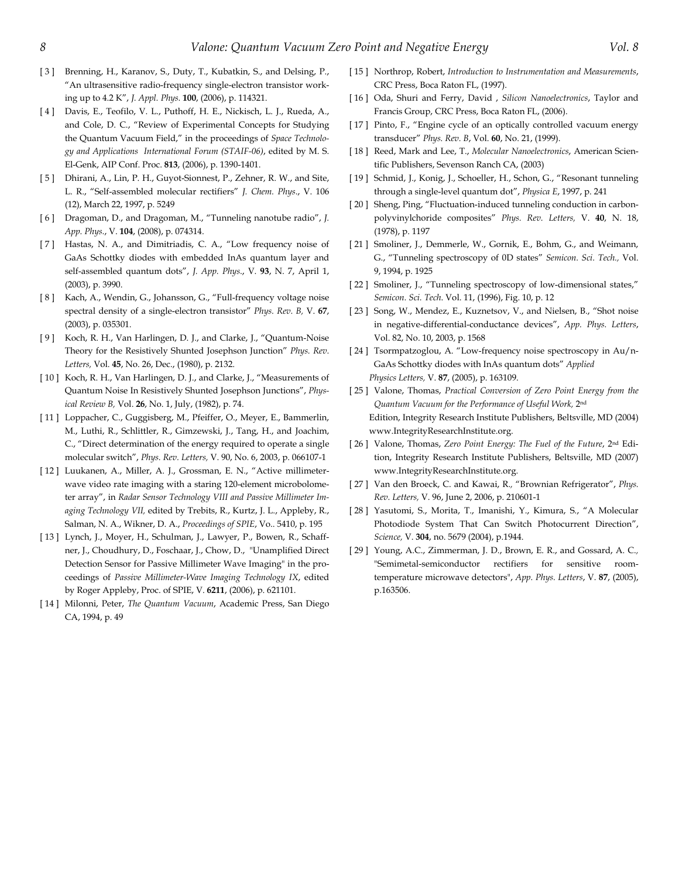[ 3 ] Brenning, H., Karanov, S., Duty, T., Kubatkin, S., and Delsing, P., "An ultrasensitive radio-frequency single-electron transistor working up to 4.2 K", *J. Appl. Phys.* **100**, (2006), p. 114321.

[ 4 ] Davis, E., Teofilo, V. L., Puthoff, H. E., Nickisch, L. J., Rueda, A., and Cole, D. C., "Review of Experimental Concepts for Studying the Quantum Vacuum Field," in the proceedings of *Space Technology and Applications International Forum (STAIF-06)*, edited by M. S. El-Genk, AIP Conf. Proc. **813**, (2006), p. 1390-1401.

[ 5 ] Dhirani, A., Lin, P. H., Guyot-Sionnest, P., Zehner, R. W., and Site, L. R., "Self-assembled molecular rectifiers" *J. Chem. Phys*., V. 106 (12), March 22, 1997, p. 5249

[ 6 ] Dragoman, D., and Dragoman, M., "Tunneling nanotube radio", *J. App. Phys.*, V. **104**, (2008), p. 074314.

[ 7 ] Hastas, N. A., and Dimitriadis, C. A., "Low frequency noise of GaAs Schottky diodes with embedded InAs quantum layer and self-assembled quantum dots", *J. App. Phys*., V. **93**, N. 7, April 1, (2003), p. 3990.

[ 8 ] Kach, A., Wendin, G., Johansson, G., "Full-frequency voltage noise spectral density of a single-electron transistor" *Phys. Rev. B,* V. **67**, (2003), p. 035301.

[ 9 ] Koch, R. H., Van Harlingen, D. J., and Clarke, J., "Quantum-Noise Theory for the Resistively Shunted Josephson Junction" *Phys. Rev. Letters,* Vol. **45**, No. 26, Dec., (1980), p. 2132.

[ 10 ] Koch, R. H., Van Harlingen, D. J., and Clarke, J., "Measurements of Quantum Noise In Resistively Shunted Josephson Junctions", *Physical Review B,* Vol. **26**, No. 1, July, (1982), p. 74.

[ 11 ] Loppacher, C., Guggisberg, M., Pfeiffer, O., Meyer, E., Bammerlin, M., Luthi, R., Schlittler, R., Gimzewski, J., Tang, H., and Joachim, C., "Direct determination of the energy required to operate a single molecular switch", *Phys. Rev. Letters,* V. 90, No. 6, 2003, p. 066107-1

[ 12 ] Luukanen, A., Miller, A. J., Grossman, E. N., "Active millimeter-wave video rate imaging with a staring 120-element microbolometer array", in *Radar Sensor Technology VIII and Passive Millimeter Imaging Technology VII,* edited by Trebits, R., Kurtz, J. L., Appleby, R., Salman, N. A., Wikner, D. A., *Proceedings of SPIE*, Vo.. 5410, p. 195

[ 13 ] Lynch, J., Moyer, H., Schulman, J., Lawyer, P., Bowen, R., Schaffner, J., Choudhury, D., Foschaar, J., Chow, D., "Unamplified Direct Detection Sensor for Passive Millimeter Wave Imaging" in the proceedings of *Passive Millimeter-Wave Imaging Technology IX*, edited by Roger Appleby, Proc. of SPIE, V. **6211**, (2006), p. 621101.

[ 14 ] Milonni, Peter, *The Quantum Vacuum*, Academic Press, San Diego CA, 1994, p. 49

[ 15 ] Northrop, Robert, *Introduction to Instrumentation and Measurements*, CRC Press, Boca Raton FL, (1997).

[ 16 ] Oda, Shuri and Ferry, David , *Silicon Nanoelectronics*, Taylor and Francis Group, CRC Press, Boca Raton FL, (2006).

[ 17 ] Pinto, F., "Engine cycle of an optically controlled vacuum energy transducer" *Phys. Rev. B*, Vol. **60**, No. 21, (1999).

[ 18 ] Reed, Mark and Lee, T., *Molecular Nanoelectronics*, American Scientific Publishers, Sevenson Ranch CA, (2003)

[ 19 ] Schmid, J., Konig, J., Schoeller, H., Schon, G., "Resonant tunneling through a single-level quantum dot", *Physica E*, 1997, p. 241

[ 20 ] Sheng, Ping, "Fluctuation-induced tunneling conduction in carbon-polyvinylchoride composites" *Phys. Rev. Letters,* V. **40**, N. 18, (1978), p. 1197

[ 21 ] Smoliner, J., Demmerle, W., Gornik, E., Bohm, G., and Weimann, G., "Tunneling spectroscopy of 0D states" *Semicon. Sci. Tech.,* Vol. 9, 1994, p. 1925

[ 22 ] Smoliner, J., "Tunneling spectroscopy of low-dimensional states," *Semicon. Sci. Tech.* Vol. 11, (1996), Fig. 10, p. 12

[ 23 ] Song, W., Mendez, E., Kuznetsov, V., and Nielsen, B., "Shot noise in negative-differential-conductance devices", *App. Phys. Letters*, Vol. 82, No. 10, 2003, p. 1568

[ 24 ] Tsormpatzoglou, A. "Low-frequency noise spectroscopy in Au/n-GaAs Schottky diodes with InAs quantum dots" *Applied Physics Letters,* V. **87**, (2005), p. 163109.

[ 25 ] Valone, Thomas, *Practical Conversion of Zero Point Energy from the Quantum Vacuum for the Performance of Useful Work,* 2nd Edition, Integrity Research Institute Publishers, Beltsville, MD (2004) www.IntegrityResearchInstitute.org.

[ 26 ] Valone, Thomas, *Zero Point Energy: The Fuel of the Future*, 2nd Edition, Integrity Research Institute Publishers, Beltsville, MD (2007) www.IntegrityResearchInstitute.org.

[ 27 ] Van den Broeck, C. and Kawai, R., "Brownian Refrigerator", *Phys. Rev. Letters,* V. 96, June 2, 2006, p. 210601-1

[ 28 ] Yasutomi, S., Morita, T., Imanishi, Y., Kimura, S., "A Molecular Photodiode System That Can Switch Photocurrent Direction", *Science,* V. **304**, no. 5679 (2004), p.1944.

[ 29 ] Young, A.C., Zimmerman, J. D., Brown, E. R., and Gossard, A. C., "Semimetal-semiconductor rectifiers for sensitive room-temperature microwave detectors", *App. Phys. Letters*, V. **87**, (2005), p.163506.